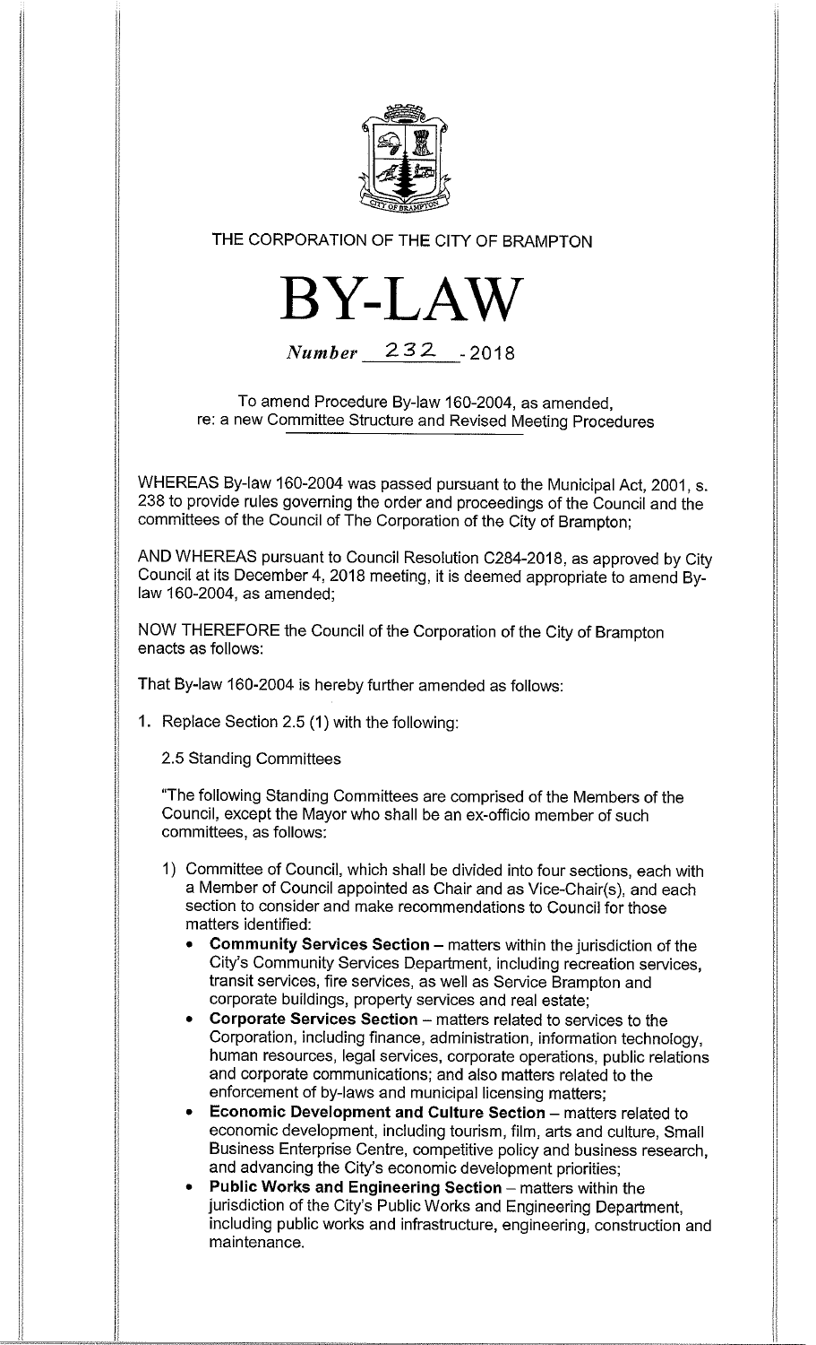THE CORPORATION OF THE CITY OF BRAMPTON

# BY-LAW

*Number* 232 - 2018

To amend Procedure By-law 160-2004, as amended, re: a new Committee Structure and Revised Meeting Procedures

WHEREAS By-law 160-2004 was passed pursuant to the Municipal Act, 2001, s. 238 to provide rules governing the order and proceedings of the Council and the committees of the Council of The Corporation of the City of Brampton;

AND WHEREAS pursuant to Council Resolution C284-2018, as approved by City Council at its December 4, 2018 meeting, it is deemed appropriate to amend By-law 160-2004, as amended;

NOW THEREFORE the Council of the Corporation of the City of Brampton enacts as follows:

That By-law 160-2004 is hereby further amended as follows:

1. Replace Section 2.5 (1) with the following:

   2.5 Standing Committees

   "The following Standing Committees are comprised of the Members of the Council, except the Mayor who shall be an ex-officio member of such committees, as follows:

   1) Committee of Council, which shall be divided into four sections, each with a Member of Council appointed as Chair and as Vice-Chair(s), and each section to consider and make recommendations to Council for those matters identified:
      - **Community Services Section** – matters within the jurisdiction of the City's Community Services Department, including recreation services, transit services, fire services, as well as Service Brampton and corporate buildings, property services and real estate;
      - **Corporate Services Section** – matters related to services to the Corporation, including finance, administration, information technology, human resources, legal services, corporate operations, public relations and corporate communications; and also matters related to the enforcement of by-laws and municipal licensing matters;
      - **Economic Development and Culture Section** – matters related to economic development, including tourism, film, arts and culture, Small Business Enterprise Centre, competitive policy and business research, and advancing the City's economic development priorities;
      - **Public Works and Engineering Section** – matters within the jurisdiction of the City's Public Works and Engineering Department, including public works and infrastructure, engineering, construction and maintenance.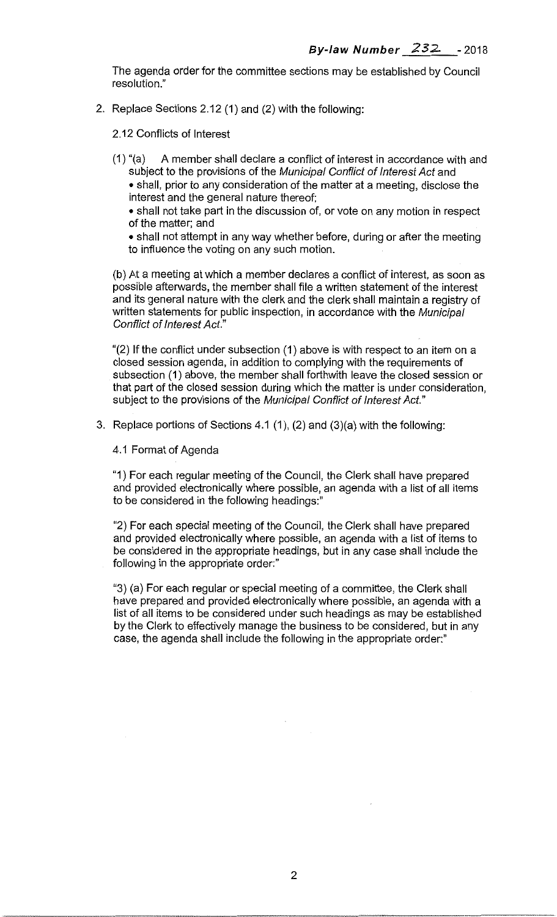The agenda order for the committee sections may be established by Council resolution."

2. Replace Sections 2.12 (1) and (2) with the following:

   2.12 Conflicts of Interest

   (1) "(a) A member shall declare a conflict of interest in accordance with and subject to the provisions of the *Municipal Conflict of Interest Act* and
   - shall, prior to any consideration of the matter at a meeting, disclose the interest and the general nature thereof;
   - shall not take part in the discussion of, or vote on any motion in respect of the matter; and
   - shall not attempt in any way whether before, during or after the meeting to influence the voting on any such motion.

   (b) At a meeting at which a member declares a conflict of interest, as soon as possible afterwards, the member shall file a written statement of the interest and its general nature with the clerk and the clerk shall maintain a registry of written statements for public inspection, in accordance with the *Municipal Conflict of Interest Act*."

   "(2) If the conflict under subsection (1) above is with respect to an item on a closed session agenda, in addition to complying with the requirements of subsection (1) above, the member shall forthwith leave the closed session or that part of the closed session during which the matter is under consideration, subject to the provisions of the *Municipal Conflict of Interest Act*."

3. Replace portions of Sections 4.1 (1), (2) and (3)(a) with the following:

   4.1 Format of Agenda

   "1) For each regular meeting of the Council, the Clerk shall have prepared and provided electronically where possible, an agenda with a list of all items to be considered in the following headings:"

   "2) For each special meeting of the Council, the Clerk shall have prepared and provided electronically where possible, an agenda with a list of items to be considered in the appropriate headings, but in any case shall include the following in the appropriate order:"

   "3) (a) For each regular or special meeting of a committee, the Clerk shall have prepared and provided electronically where possible, an agenda with a list of all items to be considered under such headings as may be established by the Clerk to effectively manage the business to be considered, but in any case, the agenda shall include the following in the appropriate order:"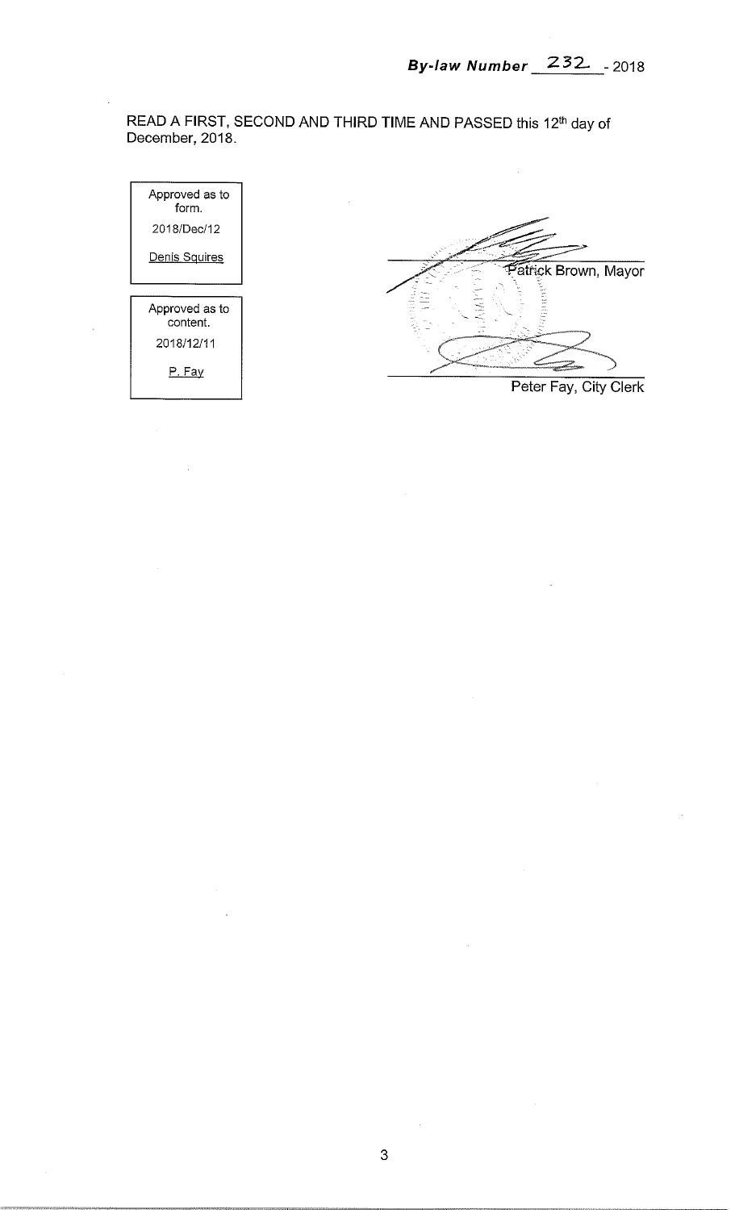**By-law Number 232 - 2018**

READ A FIRST, SECOND AND THIRD TIME AND PASSED this 12th day of December, 2018.

Approved as to form.
2018/Dec/12
Denis Squires

Approved as to content.
2018/12/11
P. Fay

Patrick Brown, Mayor

Peter Fay, City Clerk